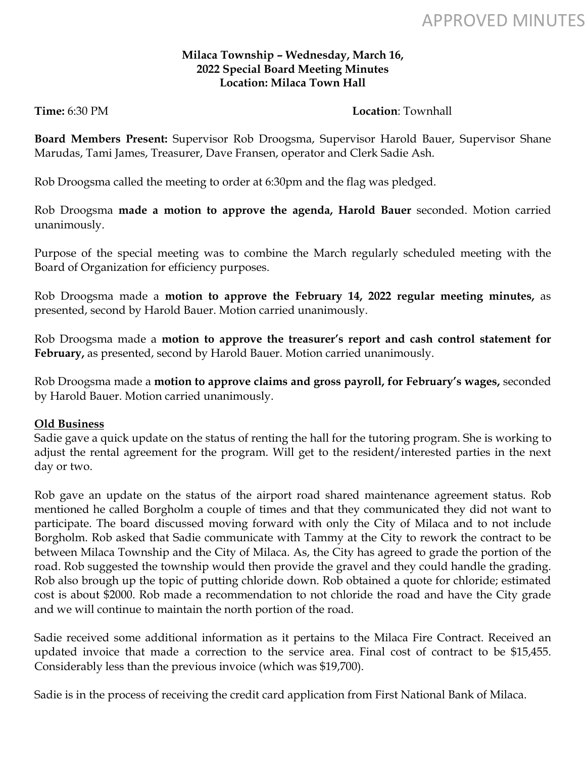APPROVED MINUTES

**Milaca Township – Wednesday, March 16, 2022 Special Board Meeting Minutes**
**Location: Milaca Town Hall**

**Time:** 6:30 PM **Location**: Townhall

**Board Members Present:** Supervisor Rob Droogsma, Supervisor Harold Bauer, Supervisor Shane Marudas, Tami James, Treasurer, Dave Fransen, operator and Clerk Sadie Ash.

Rob Droogsma called the meeting to order at 6:30pm and the flag was pledged.

Rob Droogsma **made a motion to approve the agenda, Harold Bauer** seconded. Motion carried unanimously.

Purpose of the special meeting was to combine the March regularly scheduled meeting with the Board of Organization for efficiency purposes.

Rob Droogsma made a **motion to approve the February 14, 2022 regular meeting minutes,** as presented, second by Harold Bauer. Motion carried unanimously.

Rob Droogsma made a **motion to approve the treasurer's report and cash control statement for February,** as presented, second by Harold Bauer. Motion carried unanimously.

Rob Droogsma made a **motion to approve claims and gross payroll, for February's wages,** seconded by Harold Bauer. Motion carried unanimously.

**Old Business**

Sadie gave a quick update on the status of renting the hall for the tutoring program. She is working to adjust the rental agreement for the program. Will get to the resident/interested parties in the next day or two.

Rob gave an update on the status of the airport road shared maintenance agreement status. Rob mentioned he called Borgholm a couple of times and that they communicated they did not want to participate. The board discussed moving forward with only the City of Milaca and to not include Borgholm. Rob asked that Sadie communicate with Tammy at the City to rework the contract to be between Milaca Township and the City of Milaca. As, the City has agreed to grade the portion of the road. Rob suggested the township would then provide the gravel and they could handle the grading. Rob also brough up the topic of putting chloride down. Rob obtained a quote for chloride; estimated cost is about $2000. Rob made a recommendation to not chloride the road and have the City grade and we will continue to maintain the north portion of the road.

Sadie received some additional information as it pertains to the Milaca Fire Contract. Received an updated invoice that made a correction to the service area. Final cost of contract to be $15,455. Considerably less than the previous invoice (which was $19,700).

Sadie is in the process of receiving the credit card application from First National Bank of Milaca.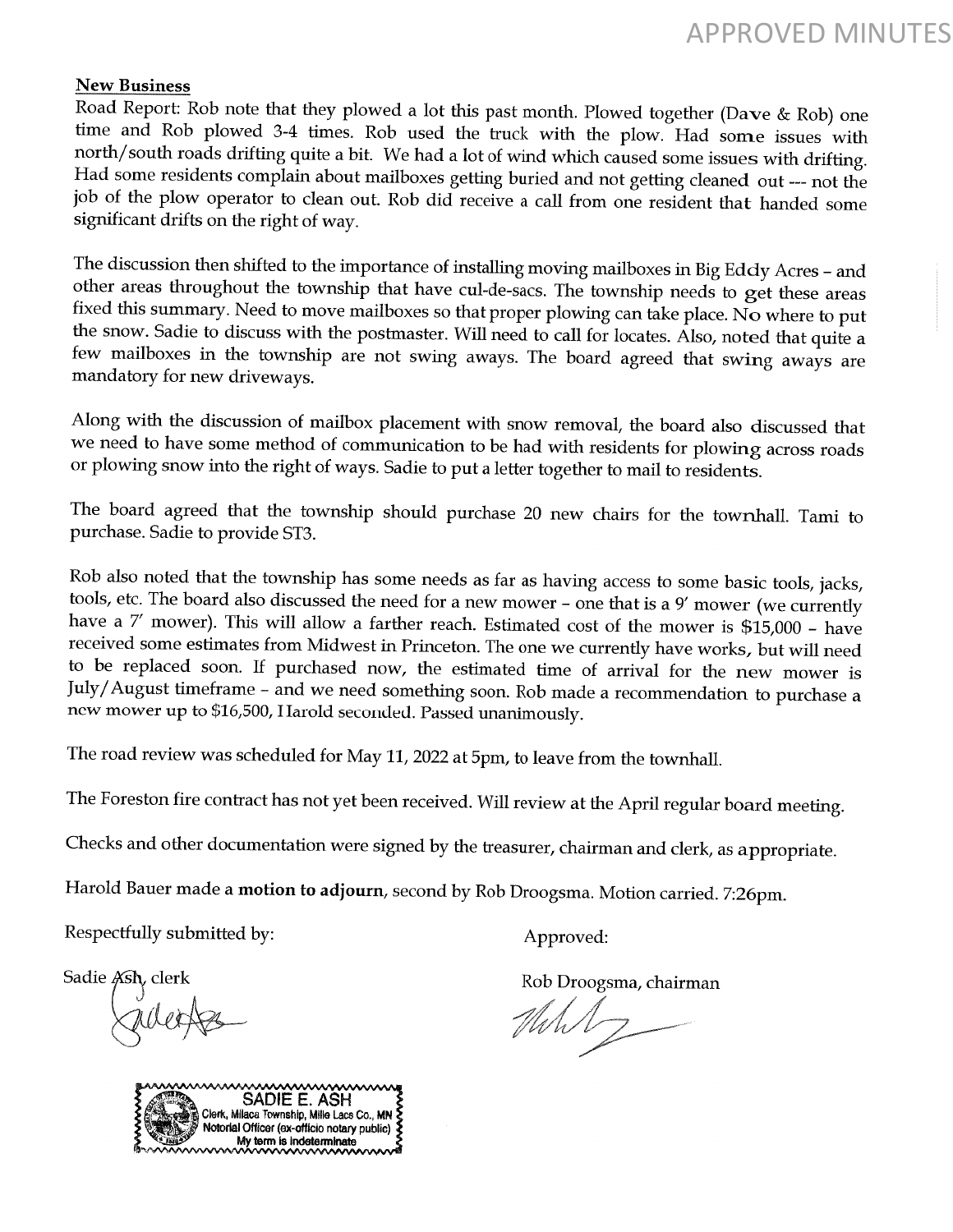APPROVED MINUTES

**New Business**

Road Report: Rob note that they plowed a lot this past month. Plowed together (Dave & Rob) one time and Rob plowed 3-4 times. Rob used the truck with the plow. Had some issues with north/south roads drifting quite a bit. We had a lot of wind which caused some issues with drifting. Had some residents complain about mailboxes getting buried and not getting cleaned out --- not the job of the plow operator to clean out. Rob did receive a call from one resident that handed some significant drifts on the right of way.

The discussion then shifted to the importance of installing moving mailboxes in Big Eddy Acres – and other areas throughout the township that have cul-de-sacs. The township needs to get these areas fixed this summary. Need to move mailboxes so that proper plowing can take place. No where to put the snow. Sadie to discuss with the postmaster. Will need to call for locates. Also, noted that quite a few mailboxes in the township are not swing aways. The board agreed that swing aways are mandatory for new driveways.

Along with the discussion of mailbox placement with snow removal, the board also discussed that we need to have some method of communication to be had with residents for plowing across roads or plowing snow into the right of ways. Sadie to put a letter together to mail to residents.

The board agreed that the township should purchase 20 new chairs for the townhall. Tami to purchase. Sadie to provide ST3.

Rob also noted that the township has some needs as far as having access to some basic tools, jacks, tools, etc. The board also discussed the need for a new mower – one that is a 9' mower (we currently have a 7' mower). This will allow a farther reach. Estimated cost of the mower is $15,000 – have received some estimates from Midwest in Princeton. The one we currently have works, but will need to be replaced soon. If purchased now, the estimated time of arrival for the new mower is July/August timeframe – and we need something soon. Rob made a recommendation to purchase a new mower up to $16,500, Harold seconded. Passed unanimously.

The road review was scheduled for May 11, 2022 at 5pm, to leave from the townhall.

The Foreston fire contract has not yet been received. Will review at the April regular board meeting.

Checks and other documentation were signed by the treasurer, chairman and clerk, as appropriate.

Harold Bauer made a **motion to adjourn**, second by Rob Droogsma. Motion carried. 7:26pm.

Respectfully submitted by:

Sadie Ash, clerk

SADIE E. ASH
Clerk, Milaca Township, Mille Lacs Co., MN
Notorial Officer (ex-officio notary public)
My term is indeterminate

Approved:

Rob Droogsma, chairman